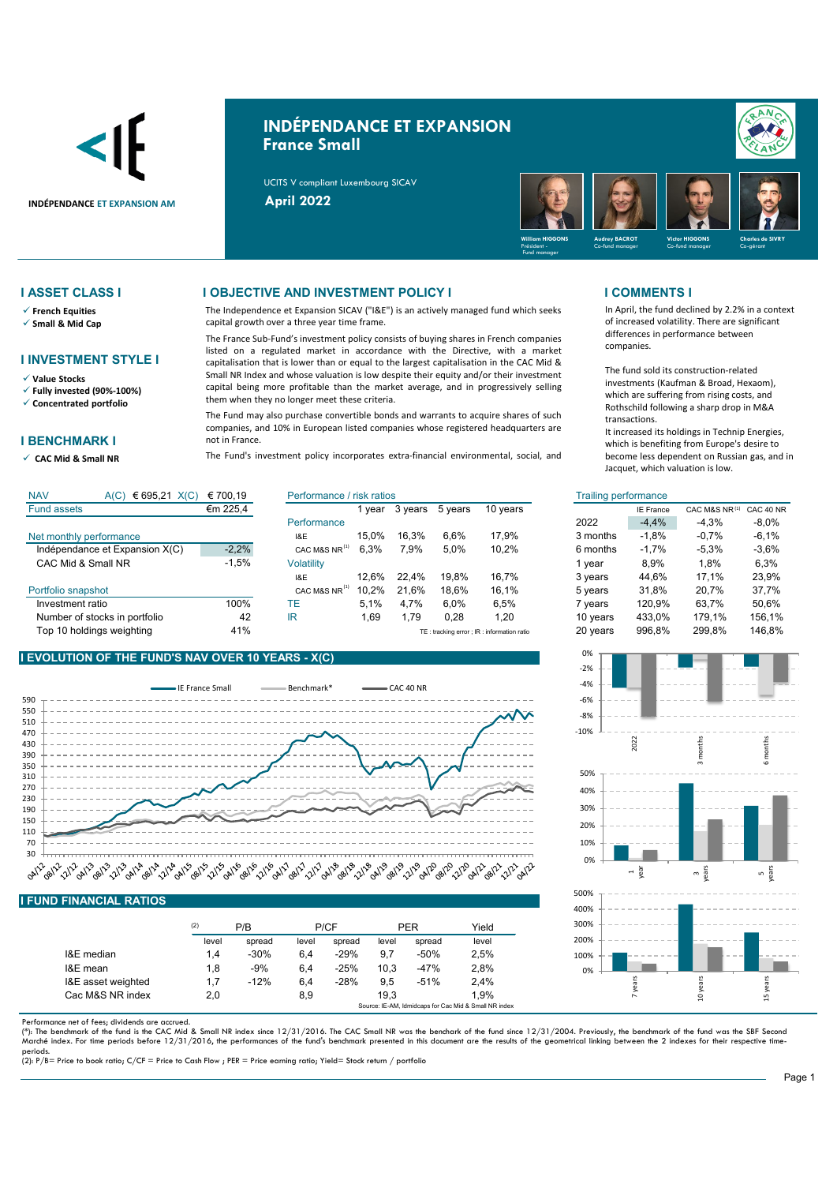INDÉPENDANCE ET EXPANSION AM

# INDÉPENDANCE ET EXPANSION
## France Small

UCITS V compliant Luxembourg SICAV

**April 2022**

William HIGGONS – Président - Fund manager; Audrey BACROT – Co-fund manager; Victor HIGGONS – Co-fund manager; Charles de SIVRY – Co-gérant

## I ASSET CLASS I

- ✓ French Equities
- ✓ Small & Mid Cap

## I INVESTMENT STYLE I

- ✓ Value Stocks
- ✓ Fully invested (90%-100%)
- ✓ Concentrated portfolio

## I BENCHMARK I

- ✓ CAC Mid & Small NR

## I OBJECTIVE AND INVESTMENT POLICY I

The Independence et Expansion SICAV ("I&E") is an actively managed fund which seeks capital growth over a three year time frame.

The France Sub-Fund's investment policy consists of buying shares in French companies listed on a regulated market in accordance with the Directive, with a market capitalisation that is lower than or equal to the largest capitalisation in the CAC Mid & Small NR Index and whose valuation is low despite their equity and/or their investment capital being more profitable than the market average, and in progressively selling them when they no longer meet these criteria.

The Fund may also purchase convertible bonds and warrants to acquire shares of such companies, and 10% in European listed companies whose registered headquarters are not in France.

The Fund's investment policy incorporates extra-financial environmental, social, and

## I COMMENTS I

In April, the fund declined by 2.2% in a context of increased volatility. There are significant differences in performance between companies.

The fund sold its construction-related investments (Kaufman & Broad, Hexaom), which are suffering from rising costs, and Rothschild following a sharp drop in M&A transactions.

It increased its holdings in Technip Energies, which is benefiting from Europe's desire to become less dependent on Russian gas, and in Jacquet, which valuation is low.

| NAV | A(C) € 695,21 | X(C) € 700,19 |
|---|---|---|
| Fund assets | | €m 225,4 |

| Net monthly performance | |
|---|---|
| Indépendance et Expansion X(C) | -2,2% |
| CAC Mid & Small NR | -1,5% |

| Portfolio snapshot | |
|---|---|
| Investment ratio | 100% |
| Number of stocks in portfolio | 42 |
| Top 10 holdings weighting | 41% |

| Performance / risk ratios | | 1 year | 3 years | 5 years | 10 years |
|---|---|---|---|---|---|
| Performance | I&E | 15,0% | 16,3% | 6,6% | 17,9% |
| | CAC M&S NR [1] | 6,3% | 7,9% | 5,0% | 10,2% |
| Volatility | I&E | 12,6% | 22,4% | 19,8% | 16,7% |
| | CAC M&S NR [1] | 10,2% | 21,6% | 18,6% | 16,1% |
| TE | | 5,1% | 4,7% | 6,0% | 6,5% |
| IR | | 1,69 | 1,79 | 0,28 | 1,20 |

TE : tracking error ; IR : information ratio

| Trailing performance | IE France | CAC M&S NR [1] | CAC 40 NR |
|---|---|---|---|
| 2022 | -4,4% | -4,3% | -8,0% |
| 3 months | -1,8% | -0,7% | -6,1% |
| 6 months | -1,7% | -5,3% | -3,6% |
| 1 year | 8,9% | 1,8% | 6,3% |
| 3 years | 44,6% | 17,1% | 23,9% |
| 5 years | 31,8% | 20,7% | 37,7% |
| 7 years | 120,9% | 63,7% | 50,6% |
| 10 years | 433,0% | 179,1% | 156,1% |
| 20 years | 996,8% | 299,8% | 146,8% |

## I EVOLUTION OF THE FUND'S NAV OVER 10 YEARS - X(C)

Legend: IE France Small; Benchmark*; CAC 40 NR

## I FUND FINANCIAL RATIOS

| (2) | P/B | | P/CF | | PER | | Yield |
|---|---|---|---|---|---|---|---|
| | level | spread | level | spread | level | spread | level |
| I&E median | 1,4 | -30% | 6,4 | -29% | 9,7 | -50% | 2,5% |
| I&E mean | 1,8 | -9% | 6,4 | -25% | 10,3 | -47% | 2,8% |
| I&E asset weighted | 1,7 | -12% | 6,4 | -28% | 9,5 | -51% | 2,4% |
| Cac M&S NR index | 2,0 | | 8,9 | | 19,3 | | 1,9% |

Source: IE-AM, Idmidcaps for Cac Mid & Small NR index

Performance net of fees; dividends are accrued.

(*): The benchmark of the fund is the CAC Mid & Small NR index since 12/31/2016. The CAC Small NR was the benchark of the fund since 12/31/2004. Previously, the benchmark of the fund was the SBF Second Marché index. For time periods before 12/31/2016, the performances of the fund's benchmark presented in this document are the results of the geometrical linking between the 2 indexes for their respective time-periods.

(2): P/B= Price to book ratio; C/CF = Price to Cash Flow ; PER = Price earning ratio; Yield= Stock return / portfolio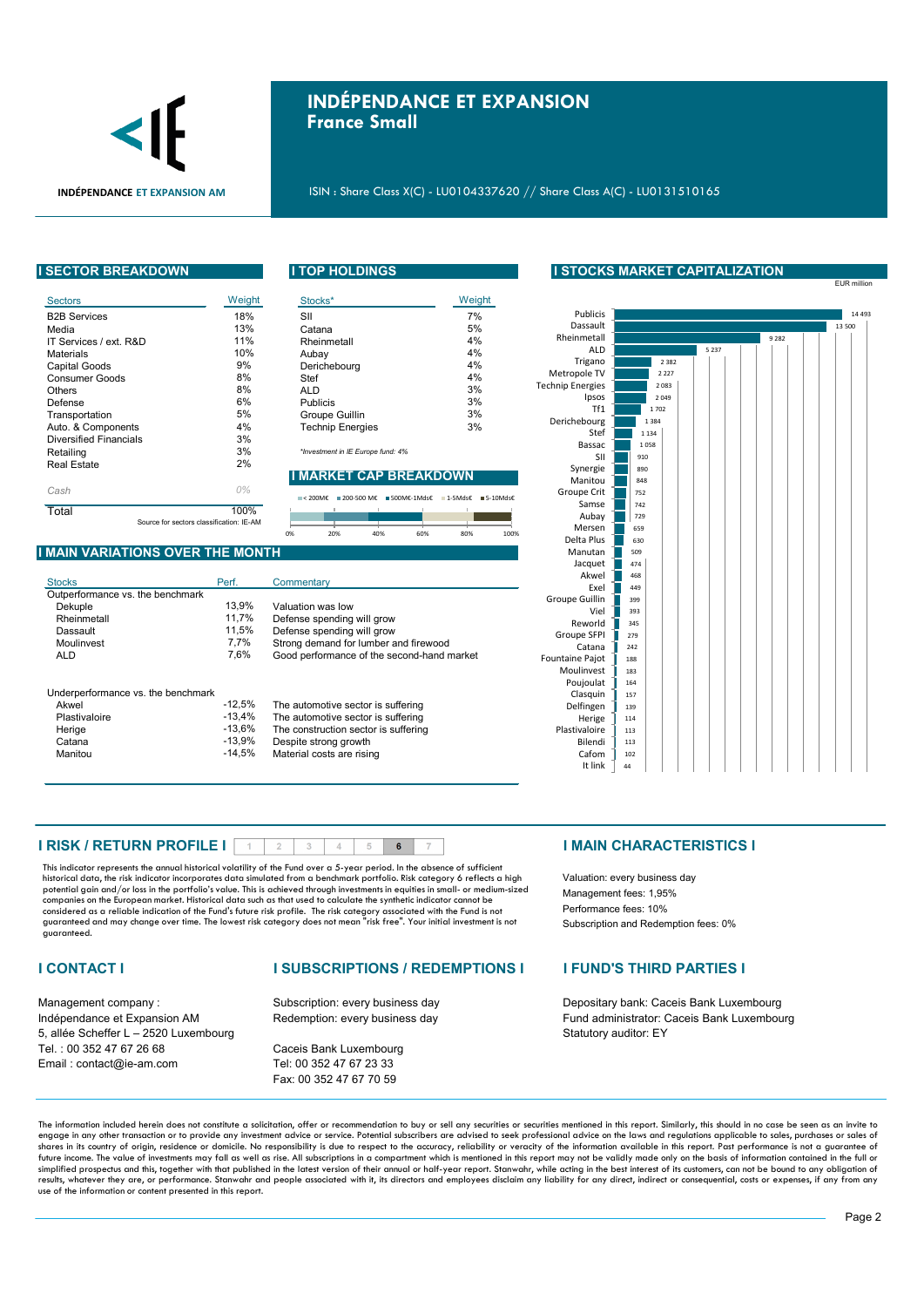# INDÉPENDANCE ET EXPANSION
## France Small

INDÉPENDANCE ET EXPANSION AM

ISIN : Share Class X(C) - LU0104337620 // Share Class A(C) - LU0131510165

## I SECTOR BREAKDOWN

| Sectors | Weight |
|---|---|
| B2B Services | 18% |
| Media | 13% |
| IT Services / ext. R&D | 11% |
| Materials | 10% |
| Capital Goods | 9% |
| Consumer Goods | 8% |
| Others | 8% |
| Defense | 6% |
| Transportation | 5% |
| Auto. & Components | 4% |
| Diversified Financials | 3% |
| Retailing | 3% |
| Real Estate | 2% |
| *Cash* | *0%* |
| Total | 100% |

Source for sectors classification: IE-AM

## I TOP HOLDINGS

| Stocks* | Weight |
|---|---|
| SII | 7% |
| Catana | 5% |
| Rheinmetall | 4% |
| Aubay | 4% |
| Derichebourg | 4% |
| Stef | 4% |
| ALD | 3% |
| Publicis | 3% |
| Groupe Guillin | 3% |
| Technip Energies | 3% |

*\*Investment in IE Europe fund: 4%*

## I MARKET CAP BREAKDOWN

< 200M€ · 200-500 M€ · 500M€-1Mds€ · 1-5Mds€ · 5-10Mds€

0% 20% 40% 60% 80% 100%

## I STOCKS MARKET CAPITALIZATION

EUR million

Publicis 14 493
Dassault 13 500
Rheinmetall 9 282
ALD 5 237
Trigano 2 382
Metropole TV 2 227
Technip Energies 2 083
Ipsos 2 049
Tf1 1 702
Derichebourg 1 384
Stef 1 134
Bassac 1 058
SII 910
Synergie 890
Manitou 848
Groupe Crit 752
Samse 742
Aubay 729
Mersen 659
Delta Plus 630
Manutan 509
Jacquet 474
Akwel 468
Exel 449
Groupe Guillin 399
Viel 393
Reworld 345
Groupe SFPI 279
Catana 242
Fountaine Pajot 188
Moulinvest 183
Poujoulat 164
Clasquin 157
Delfingen 139
Herige 114
Plastivaloire 113
Bilendi 113
Cafom 102
It link 44

## I MAIN VARIATIONS OVER THE MONTH

| Stocks | Perf. | Commentary |
|---|---|---|
| **Outperformance vs. the benchmark** | | |
| Dekuple | 13,9% | Valuation was low |
| Rheinmetall | 11,7% | Defense spending will grow |
| Dassault | 11,5% | Defense spending will grow |
| Moulinvest | 7,7% | Strong demand for lumber and firewood |
| ALD | 7,6% | Good performance of the second-hand market |
| **Underperformance vs. the benchmark** | | |
| Akwel | -12,5% | The automotive sector is suffering |
| Plastivaloire | -13,4% | The automotive sector is suffering |
| Herige | -13,6% | The construction sector is suffering |
| Catana | -13,9% | Despite strong growth |
| Manitou | -14,5% | Material costs are rising |

## I RISK / RETURN PROFILE I

1 2 3 4 5 **6** 7

This indicator represents the annual historical volatility of the Fund over a 5-year period. In the absence of sufficient historical data, the risk indicator incorporates data simulated from a benchmark portfolio. Risk category 6 reflects a high potential gain and/or loss in the portfolio's value. This is achieved through investments in equities in small- or medium-sized companies on the European market. Historical data such as that used to calculate the synthetic indicator cannot be considered as a reliable indication of the Fund's future risk profile. The risk category associated with the Fund is not guaranteed and may change over time. The lowest risk category does not mean "risk free". Your initial investment is not guaranteed.

## I MAIN CHARACTERISTICS I

Valuation: every business day
Management fees: 1,95%
Performance fees: 10%
Subscription and Redemption fees: 0%

## I CONTACT I

Management company :
Indépendance et Expansion AM
5, allée Scheffer L – 2520 Luxembourg
Tel. : 00 352 47 67 26 68
Email : contact@ie-am.com

## I SUBSCRIPTIONS / REDEMPTIONS I

Subscription: every business day
Redemption: every business day

Caceis Bank Luxembourg
Tel: 00 352 47 67 23 33
Fax: 00 352 47 67 70 59

## I FUND'S THIRD PARTIES I

Depositary bank: Caceis Bank Luxembourg
Fund administrator: Caceis Bank Luxembourg
Statutory auditor: EY

The information included herein does not constitute a solicitation, offer or recommendation to buy or sell any securities or securities mentioned in this report. Similarly, this should in no case be seen as an invite to engage in any other transaction or to provide any investment advice or service. Potential subscribers are advised to seek professional advice on the laws and regulations applicable to sales, purchases or sales of shares in its country of origin, residence or domicile. No responsibility is due to respect to the accuracy, reliability or veracity of the information available in this report. Past performance is not a guarantee of future income. The value of investments may fall as well as rise. All subscriptions in a compartment which is mentioned in this report may not be validly made only on the basis of information contained in the full or simplified prospectus and this, together with that published in the latest version of their annual or half-year report. Stanwahr, while acting in the best interest of its customers, can not be bound to any obligation of results, whatever they are, or performance. Stanwahr and people associated with it, its directors and employees disclaim any liability for any direct, indirect or consequential, costs or expenses, if any from any use of the information or content presented in this report.